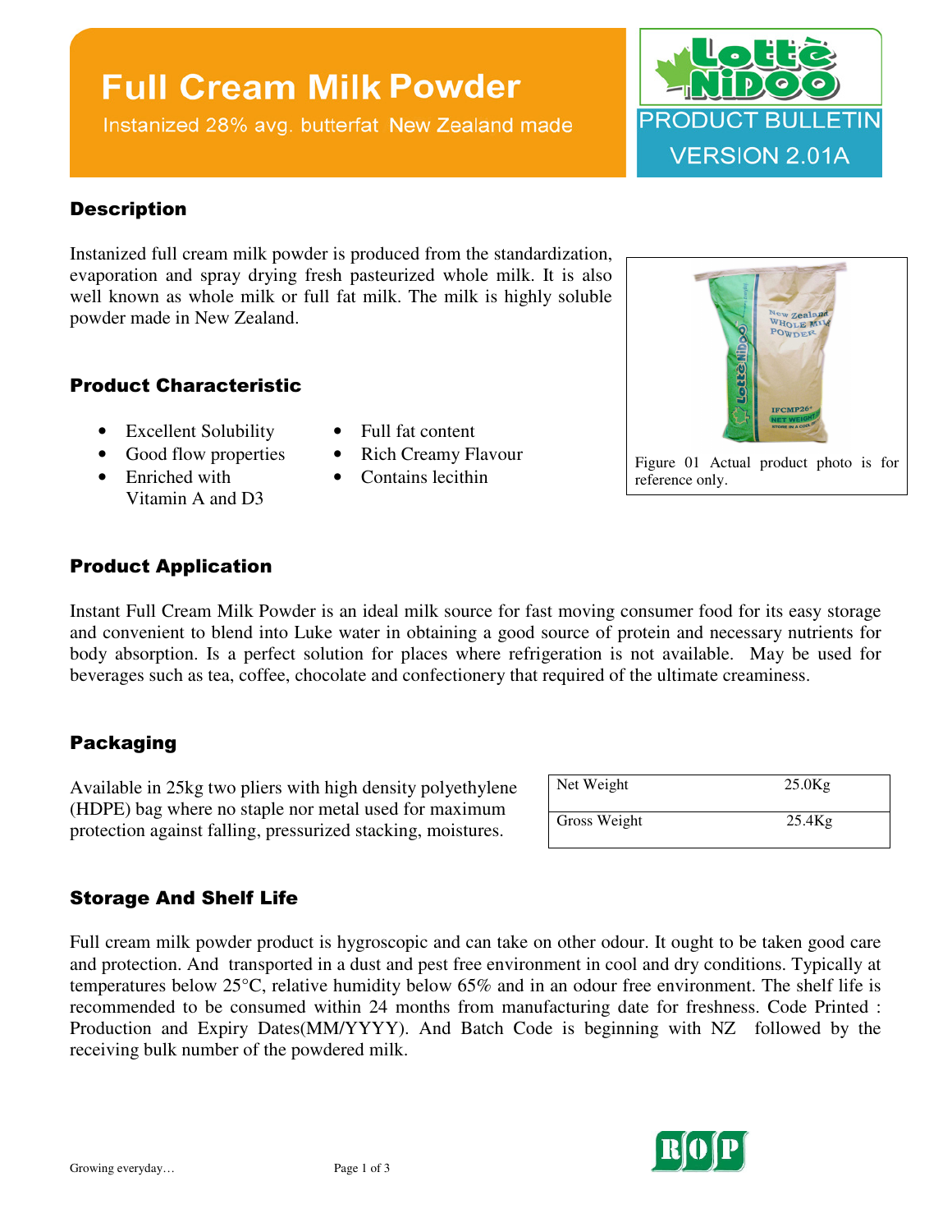# Full Cream Milk Powder

Instanized 28% avg. butterfat New Zealand made

PRODUCT BULLETIN
VERSION 2.01A

## Description

Instanized full cream milk powder is produced from the standardization, evaporation and spray drying fresh pasteurized whole milk. It is also well known as whole milk or full fat milk. The milk is highly soluble powder made in New Zealand.

Figure 01 Actual product photo is for reference only.

## Product Characteristic

- Excellent Solubility
- Good flow properties
- Enriched with Vitamin A and D3
- Full fat content
- Rich Creamy Flavour
- Contains lecithin

## Product Application

Instant Full Cream Milk Powder is an ideal milk source for fast moving consumer food for its easy storage and convenient to blend into Luke water in obtaining a good source of protein and necessary nutrients for body absorption. Is a perfect solution for places where refrigeration is not available. May be used for beverages such as tea, coffee, chocolate and confectionery that required of the ultimate creaminess.

## Packaging

Available in 25kg two pliers with high density polyethylene (HDPE) bag where no staple nor metal used for maximum protection against falling, pressurized stacking, moistures.

| | |
|---|---|
| Net Weight | 25.0Kg |
| Gross Weight | 25.4Kg |

## Storage And Shelf Life

Full cream milk powder product is hygroscopic and can take on other odour. It ought to be taken good care and protection. And transported in a dust and pest free environment in cool and dry conditions. Typically at temperatures below 25°C, relative humidity below 65% and in an odour free environment. The shelf life is recommended to be consumed within 24 months from manufacturing date for freshness. Code Printed : Production and Expiry Dates(MM/YYYY). And Batch Code is beginning with NZ followed by the receiving bulk number of the powdered milk.

Growing everyday…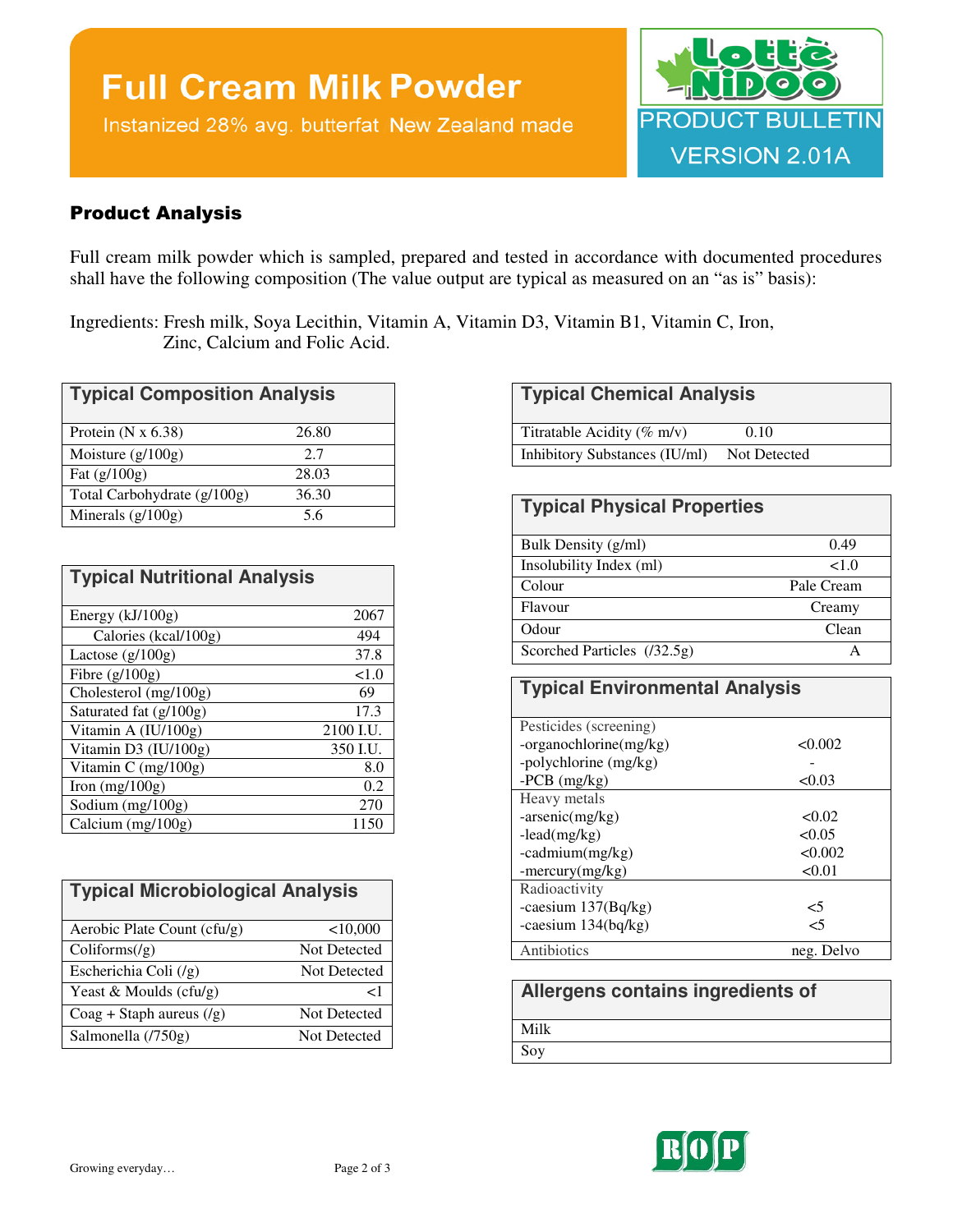# Full Cream Milk Powder

Instanized 28% avg. butterfat New Zealand made

PRODUCT BULLETIN
VERSION 2.01A

## Product Analysis

Full cream milk powder which is sampled, prepared and tested in accordance with documented procedures shall have the following composition (The value output are typical as measured on an "as is" basis):

Ingredients: Fresh milk, Soya Lecithin, Vitamin A, Vitamin D3, Vitamin B1, Vitamin C, Iron, Zinc, Calcium and Folic Acid.

| Typical Composition Analysis | |
|---|---|
| Protein (N x 6.38) | 26.80 |
| Moisture (g/100g) | 2.7 |
| Fat (g/100g) | 28.03 |
| Total Carbohydrate (g/100g) | 36.30 |
| Minerals (g/100g) | 5.6 |

| Typical Nutritional Analysis | |
|---|---|
| Energy (kJ/100g) | 2067 |
| Calories (kcal/100g) | 494 |
| Lactose (g/100g) | 37.8 |
| Fibre (g/100g) | <1.0 |
| Cholesterol (mg/100g) | 69 |
| Saturated fat (g/100g) | 17.3 |
| Vitamin A (IU/100g) | 2100 I.U. |
| Vitamin D3 (IU/100g) | 350 I.U. |
| Vitamin C (mg/100g) | 8.0 |
| Iron (mg/100g) | 0.2 |
| Sodium (mg/100g) | 270 |
| Calcium (mg/100g) | 1150 |

| Typical Microbiological Analysis | |
|---|---|
| Aerobic Plate Count (cfu/g) | <10,000 |
| Coliforms(/g) | Not Detected |
| Escherichia Coli (/g) | Not Detected |
| Yeast & Moulds (cfu/g) | <1 |
| Coag + Staph aureus (/g) | Not Detected |
| Salmonella (/750g) | Not Detected |

| Typical Chemical Analysis | |
|---|---|
| Titratable Acidity (% m/v) | 0.10 |
| Inhibitory Substances (IU/ml) | Not Detected |

| Typical Physical Properties | |
|---|---|
| Bulk Density (g/ml) | 0.49 |
| Insolubility Index (ml) | <1.0 |
| Colour | Pale Cream |
| Flavour | Creamy |
| Odour | Clean |
| Scorched Particles (/32.5g) | A |

| Typical Environmental Analysis | |
|---|---|
| Pesticides (screening) | |
| -organochlorine(mg/kg) | <0.002 |
| -polychlorine (mg/kg) | - |
| -PCB (mg/kg) | <0.03 |
| Heavy metals | |
| -arsenic(mg/kg) | <0.02 |
| -lead(mg/kg) | <0.05 |
| -cadmium(mg/kg) | <0.002 |
| -mercury(mg/kg) | <0.01 |
| Radioactivity | |
| -caesium 137(Bq/kg) | <5 |
| -caesium 134(bq/kg) | <5 |
| Antibiotics | neg. Delvo |

| Allergens contains ingredients of |
|---|
| Milk |
| Soy |

Growing everyday…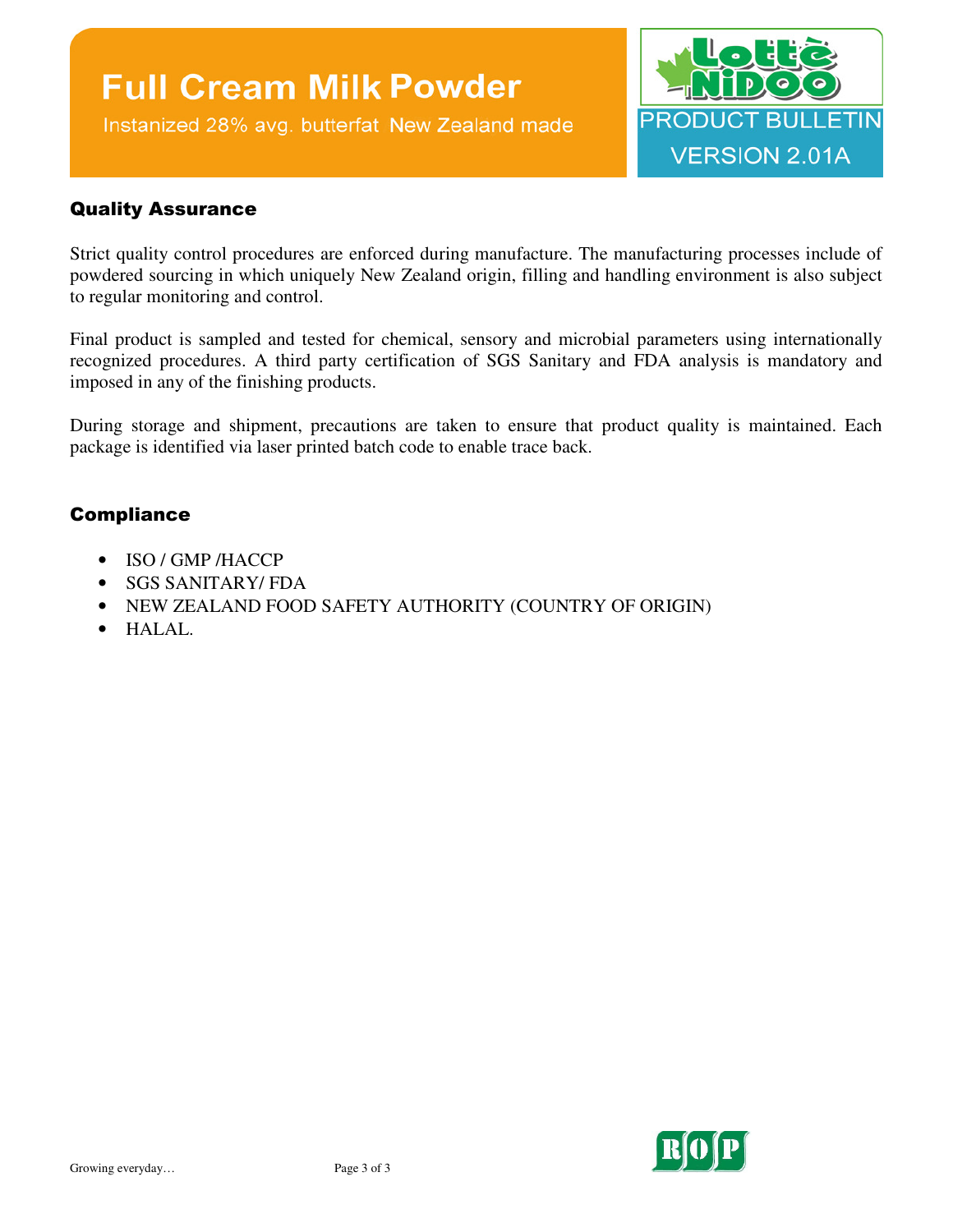# Full Cream Milk Powder

Instanized 28% avg. butterfat New Zealand made

PRODUCT BULLETIN
VERSION 2.01A

## Quality Assurance

Strict quality control procedures are enforced during manufacture. The manufacturing processes include of powdered sourcing in which uniquely New Zealand origin, filling and handling environment is also subject to regular monitoring and control.

Final product is sampled and tested for chemical, sensory and microbial parameters using internationally recognized procedures. A third party certification of SGS Sanitary and FDA analysis is mandatory and imposed in any of the finishing products.

During storage and shipment, precautions are taken to ensure that product quality is maintained. Each package is identified via laser printed batch code to enable trace back.

## Compliance

- ISO / GMP /HACCP
- SGS SANITARY/ FDA
- NEW ZEALAND FOOD SAFETY AUTHORITY (COUNTRY OF ORIGIN)
- HALAL.

Growing everyday…